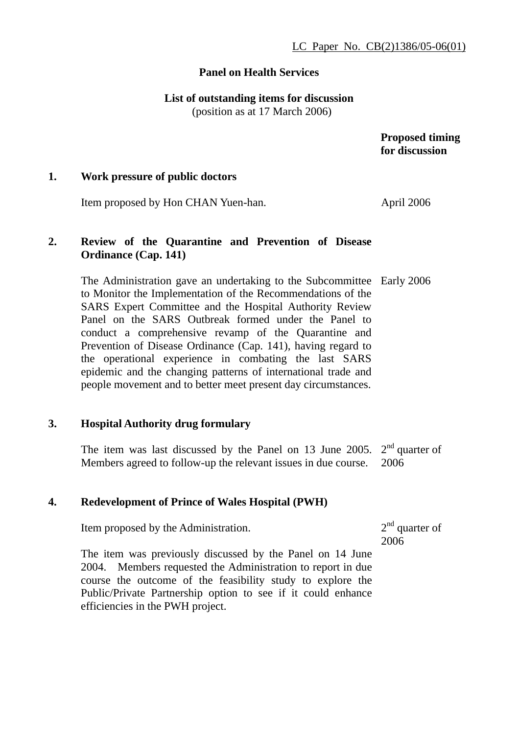LC Paper No. CB(2)1386/05-06(01)

**Panel on Health Services**

**List of outstanding items for discussion**
(position as at 17 March 2006)

| | | Proposed timing for discussion |
|---|---|---|
| **1.** | **Work pressure of public doctors** | |
| | Item proposed by Hon CHAN Yuen-han. | April 2006 |
| **2.** | **Review of the Quarantine and Prevention of Disease Ordinance (Cap. 141)** | |
| | The Administration gave an undertaking to the Subcommittee to Monitor the Implementation of the Recommendations of the SARS Expert Committee and the Hospital Authority Review Panel on the SARS Outbreak formed under the Panel to conduct a comprehensive revamp of the Quarantine and Prevention of Disease Ordinance (Cap. 141), having regard to the operational experience in combating the last SARS epidemic and the changing patterns of international trade and people movement and to better meet present day circumstances. | Early 2006 |
| **3.** | **Hospital Authority drug formulary** | |
| | The item was last discussed by the Panel on 13 June 2005. Members agreed to follow-up the relevant issues in due course. | 2nd quarter of 2006 |
| **4.** | **Redevelopment of Prince of Wales Hospital (PWH)** | |
| | Item proposed by the Administration.<br><br>The item was previously discussed by the Panel on 14 June 2004. Members requested the Administration to report in due course the outcome of the feasibility study to explore the Public/Private Partnership option to see if it could enhance efficiencies in the PWH project. | 2nd quarter of 2006 |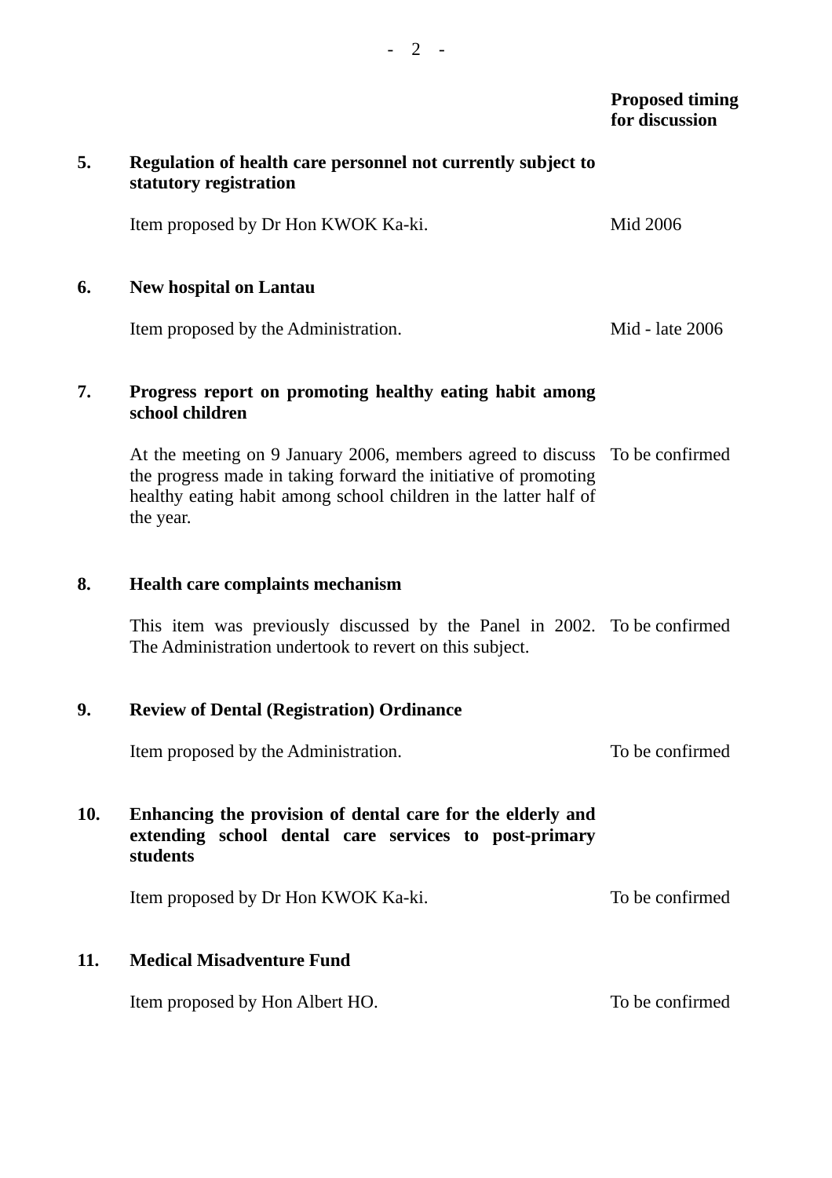| | | Proposed timing for discussion |
|---|---|---|
| **5.** | **Regulation of health care personnel not currently subject to statutory registration** | |
| | Item proposed by Dr Hon KWOK Ka-ki. | Mid 2006 |
| **6.** | **New hospital on Lantau** | |
| | Item proposed by the Administration. | Mid - late 2006 |
| **7.** | **Progress report on promoting healthy eating habit among school children** | |
| | At the meeting on 9 January 2006, members agreed to discuss the progress made in taking forward the initiative of promoting healthy eating habit among school children in the latter half of the year. | To be confirmed |
| **8.** | **Health care complaints mechanism** | |
| | This item was previously discussed by the Panel in 2002. The Administration undertook to revert on this subject. | To be confirmed |
| **9.** | **Review of Dental (Registration) Ordinance** | |
| | Item proposed by the Administration. | To be confirmed |
| **10.** | **Enhancing the provision of dental care for the elderly and extending school dental care services to post-primary students** | |
| | Item proposed by Dr Hon KWOK Ka-ki. | To be confirmed |
| **11.** | **Medical Misadventure Fund** | |
| | Item proposed by Hon Albert HO. | To be confirmed |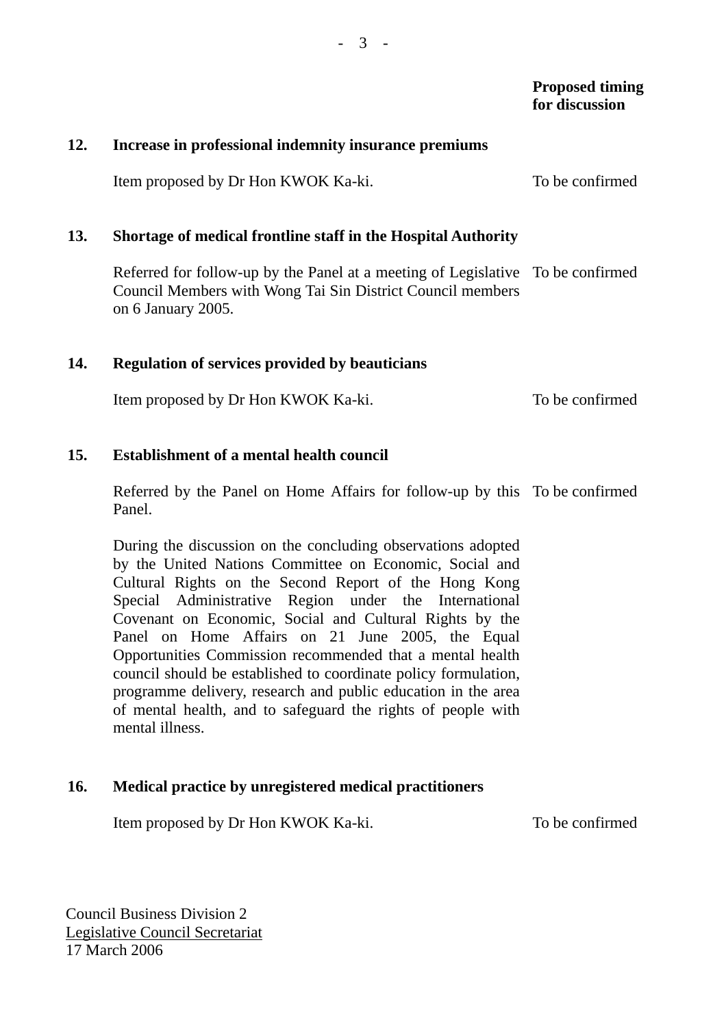**Proposed timing for discussion**

**12. Increase in professional indemnity insurance premiums**

Item proposed by Dr Hon KWOK Ka-ki. — To be confirmed

**13. Shortage of medical frontline staff in the Hospital Authority**

Referred for follow-up by the Panel at a meeting of Legislative Council Members with Wong Tai Sin District Council members on 6 January 2005. — To be confirmed

**14. Regulation of services provided by beauticians**

Item proposed by Dr Hon KWOK Ka-ki. — To be confirmed

**15. Establishment of a mental health council**

Referred by the Panel on Home Affairs for follow-up by this Panel. — To be confirmed

During the discussion on the concluding observations adopted by the United Nations Committee on Economic, Social and Cultural Rights on the Second Report of the Hong Kong Special Administrative Region under the International Covenant on Economic, Social and Cultural Rights by the Panel on Home Affairs on 21 June 2005, the Equal Opportunities Commission recommended that a mental health council should be established to coordinate policy formulation, programme delivery, research and public education in the area of mental health, and to safeguard the rights of people with mental illness.

**16. Medical practice by unregistered medical practitioners**

Item proposed by Dr Hon KWOK Ka-ki. — To be confirmed

Council Business Division 2
Legislative Council Secretariat
17 March 2006